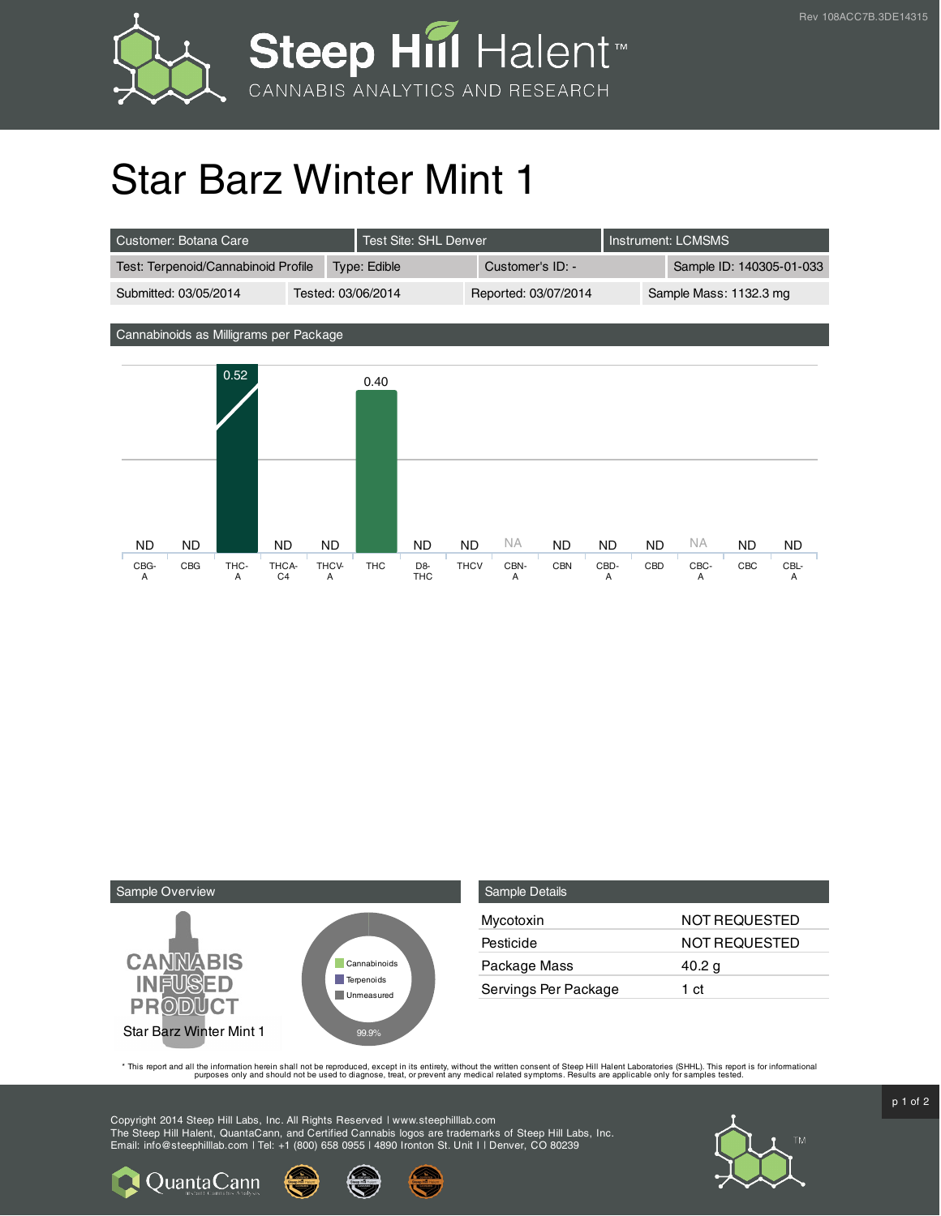Steep Hill Halent™

CANNABIS ANALYTICS AND RESEARCH

Rev 108ACC7B.3DE14315

# Star Barz Winter Mint 1

| Customer: Botana Care | Test Site: SHL Denver | Instrument: LCMSMS |
|---|---|---|

| Test: Terpenoid/Cannabinoid Profile | Type: Edible | Customer's ID: - | Sample ID: 140305-01-033 |
|---|---|---|---|
| Submitted: 03/05/2014 | Tested: 03/06/2014 | Reported: 03/07/2014 | Sample Mass: 1132.3 mg |

## Cannabinoids as Milligrams per Package

| CBG-A | CBG | THC-A | THCA-C4 | THCV-A | THC | D8-THC | THCV | CBN-A | CBN | CBD-A | CBD | CBC-A | CBC | CBL-A |
|---|---|---|---|---|---|---|---|---|---|---|---|---|---|---|
| ND | ND | 0.52 | ND | ND | 0.40 | ND | ND | NA | ND | ND | ND | NA | ND | ND |

## Sample Overview

CANNABIS INFUSED PRODUCT

Star Barz Winter Mint 1

Cannabinoids
Terpenoids
Unmeasured

99.9%

## Sample Details

| | |
|---|---|
| Mycotoxin | NOT REQUESTED |
| Pesticide | NOT REQUESTED |
| Package Mass | 40.2 g |
| Servings Per Package | 1 ct |

* This report and all the information herein shall not be reproduced, except in its entirety, without the written consent of Steep Hill Halent Laboratories (SHHL). This report is for informational purposes only and should not be used to diagnose, treat, or prevent any medical related symptoms. Results are applicable only for samples tested.

Copyright 2014 Steep Hill Labs, Inc. All Rights Reserved | www.steephilllab.com
The Steep Hill Halent, QuantaCann, and Certified Cannabis logos are trademarks of Steep Hill Labs, Inc.
Email: info@steephilllab.com | Tel: +1 (800) 658 0955 | 4890 Ironton St. Unit I | Denver, CO 80239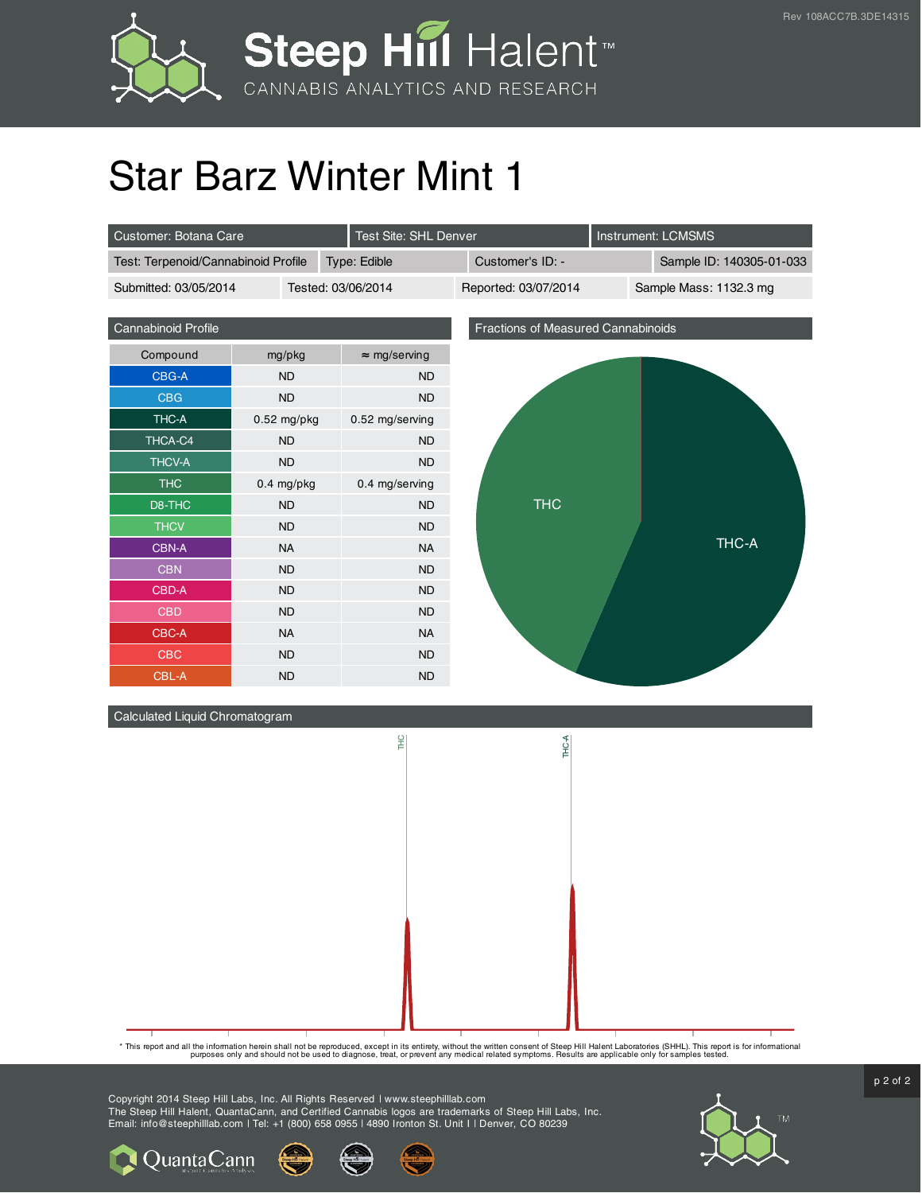# Star Barz Winter Mint 1

| Customer: Botana Care | Test Site: SHL Denver | Instrument: LCMSMS |
|---|---|---|

| Test: Terpenoid/Cannabinoid Profile | Type: Edible | Customer's ID: - | Sample ID: 140305-01-033 |
|---|---|---|---|

| Submitted: 03/05/2014 | Tested: 03/06/2014 | Reported: 03/07/2014 | Sample Mass: 1132.3 mg |
|---|---|---|---|

## Cannabinoid Profile

| Compound | mg/pkg | ≈ mg/serving |
|---|---|---|
| CBG-A | ND | ND |
| CBG | ND | ND |
| THC-A | 0.52 mg/pkg | 0.52 mg/serving |
| THCA-C4 | ND | ND |
| THCV-A | ND | ND |
| THC | 0.4 mg/pkg | 0.4 mg/serving |
| D8-THC | ND | ND |
| THCV | ND | ND |
| CBN-A | NA | NA |
| CBN | ND | ND |
| CBD-A | ND | ND |
| CBD | ND | ND |
| CBC-A | NA | NA |
| CBC | ND | ND |
| CBL-A | ND | ND |

## Fractions of Measured Cannabinoids

THC

THC-A

## Calculated Liquid Chromatogram

THC

THC-A

* This report and all the information herein shall not be reproduced, except in its entirety, without the written consent of Steep Hill Halent Laboratories (SHHL). This report is for informational purposes only and should not be used to diagnose, treat, or prevent any medical related symptoms. Results are applicable only for samples tested.

Copyright 2014 Steep Hill Labs, Inc. All Rights Reserved | www.steephilllab.com
The Steep Hill Halent, QuantaCann, and Certified Cannabis logos are trademarks of Steep Hill Labs, Inc.
Email: info@steephilllab.com | Tel: +1 (800) 658 0955 | 4890 Ironton St. Unit I | Denver, CO 80239